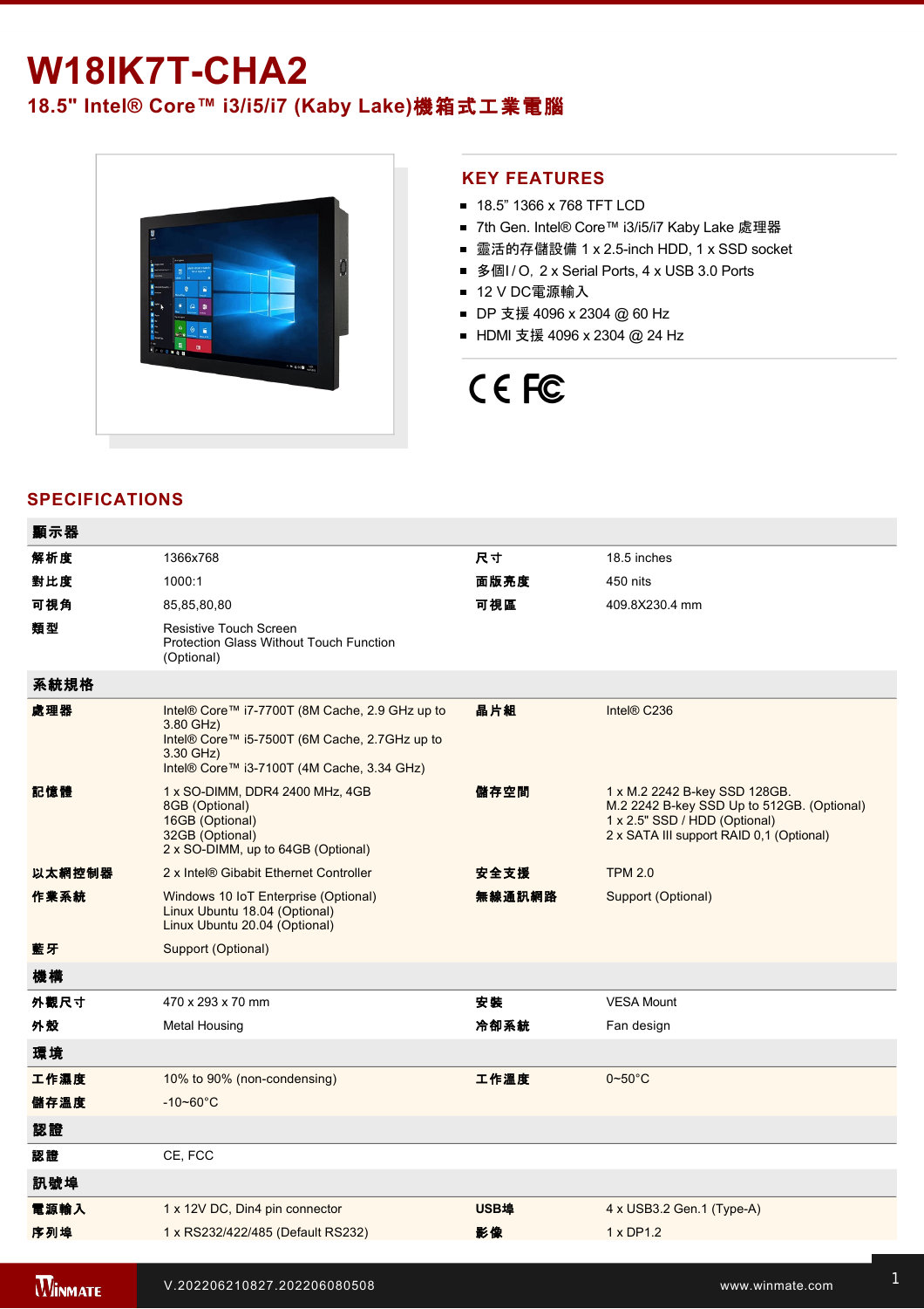# W18IK7T-CHA2

## 18.5" Intel® Core™ i3/i5/i7 (Kaby Lake)機箱式工業電腦

## KEY FEATURES

- 18.5" 1366 x 768 TFT LCD
- 7th Gen. Intel® Core™ i3/i5/i7 Kaby Lake 處理器
- 靈活的存儲設備 1 x 2.5-inch HDD, 1 x SSD socket
- 多個I / O，2 x Serial Ports, 4 x USB 3.0 Ports
- 12 V DC電源輸入
- DP 支援 4096 x 2304 @ 60 Hz
- HDMI 支援 4096 x 2304 @ 24 Hz

CE FC

## SPECIFICATIONS

| 顯示器 | | | |
|---|---|---|---|
| 解析度 | 1366x768 | 尺寸 | 18.5 inches |
| 對比度 | 1000:1 | 面版亮度 | 450 nits |
| 可視角 | 85,85,80,80 | 可視區 | 409.8X230.4 mm |
| 類型 | Resistive Touch Screen<br>Protection Glass Without Touch Function (Optional) | | |
| **系統規格** | | | |
| 處理器 | Intel® Core™ i7-7700T (8M Cache, 2.9 GHz up to 3.80 GHz)<br>Intel® Core™ i5-7500T (6M Cache, 2.7GHz up to 3.30 GHz)<br>Intel® Core™ i3-7100T (4M Cache, 3.34 GHz) | 晶片組 | Intel® C236 |
| 記憶體 | 1 x SO-DIMM, DDR4 2400 MHz, 4GB<br>8GB (Optional)<br>16GB (Optional)<br>32GB (Optional)<br>2 x SO-DIMM, up to 64GB (Optional) | 儲存空間 | 1 x M.2 2242 B-key SSD 128GB.<br>M.2 2242 B-key SSD Up to 512GB. (Optional)<br>1 x 2.5" SSD / HDD (Optional)<br>2 x SATA III support RAID 0,1 (Optional) |
| 以太網控制器 | 2 x Intel® Gibabit Ethernet Controller | 安全支援 | TPM 2.0 |
| 作業系統 | Windows 10 IoT Enterprise (Optional)<br>Linux Ubuntu 18.04 (Optional)<br>Linux Ubuntu 20.04 (Optional) | 無線通訊網路 | Support (Optional) |
| 藍牙 | Support (Optional) | | |
| **機構** | | | |
| 外觀尺寸 | 470 x 293 x 70 mm | 安裝 | VESA Mount |
| 外殼 | Metal Housing | 冷卻系統 | Fan design |
| **環境** | | | |
| 工作濕度 | 10% to 90% (non-condensing) | 工作溫度 | 0~50°C |
| 儲存溫度 | -10~60°C | | |
| **認證** | | | |
| 認證 | CE, FCC | | |
| **訊號埠** | | | |
| 電源輸入 | 1 x 12V DC, Din4 pin connector | USB埠 | 4 x USB3.2 Gen.1 (Type-A) |
| 序列埠 | 1 x RS232/422/485 (Default RS232) | 影像 | 1 x DP1.2 |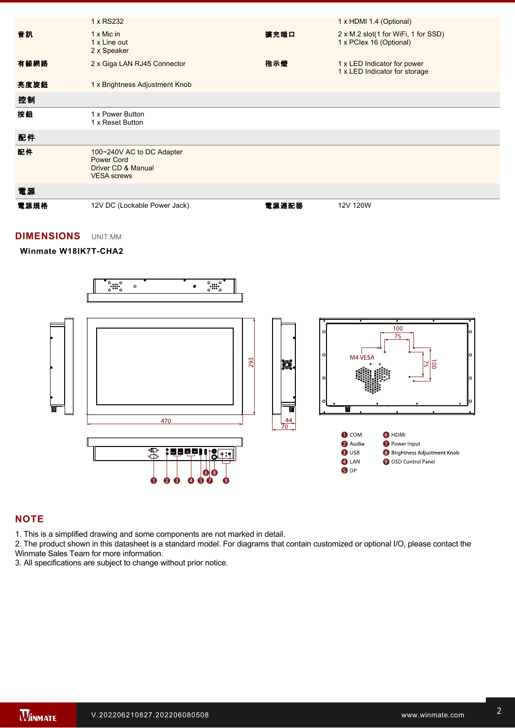| | | | |
|---|---|---|---|
| | 1 x RS232 | | 1 x HDMI 1.4 (Optional) |
| 音訊 | 1 x Mic in<br>1 x Line out<br>2 x Speaker | 擴充端口 | 2 x M.2 slot(1 for WiFi, 1 for SSD)<br>1 x PCIex 16 (Optional) |
| 有線網路 | 2 x Giga LAN RJ45 Connector | 指示燈 | 1 x LED Indicator for power<br>1 x LED Indicator for storage |
| 亮度旋鈕 | 1 x Brightness Adjustment Knob | | |
| **控制** | | | |
| 按鈕 | 1 x Power Button<br>1 x Reset Button | | |
| **配件** | | | |
| 配件 | 100~240V AC to DC Adapter<br>Power Cord<br>Driver CD & Manual<br>VESA screws | | |
| **電源** | | | |
| 電源規格 | 12V DC (Lockable Power Jack) | 電源適配器 | 12V 120W |

## DIMENSIONS UNIT:MM

**Winmate W18IK7T-CHA2**

470
293
44
70
100
75
M4 VESA
75
100

1 COM
2 Audio
3 USB
4 LAN
5 DP
6 HDMI
7 Power Input
8 Brightness Adjustment Knob
9 OSD Control Panel

## NOTE

1. This is a simplified drawing and some components are not marked in detail.
2. The product shown in this datasheet is a standard model. For diagrams that contain customized or optional I/O, please contact the Winmate Sales Team for more information.
3. All specifications are subject to change without prior notice.